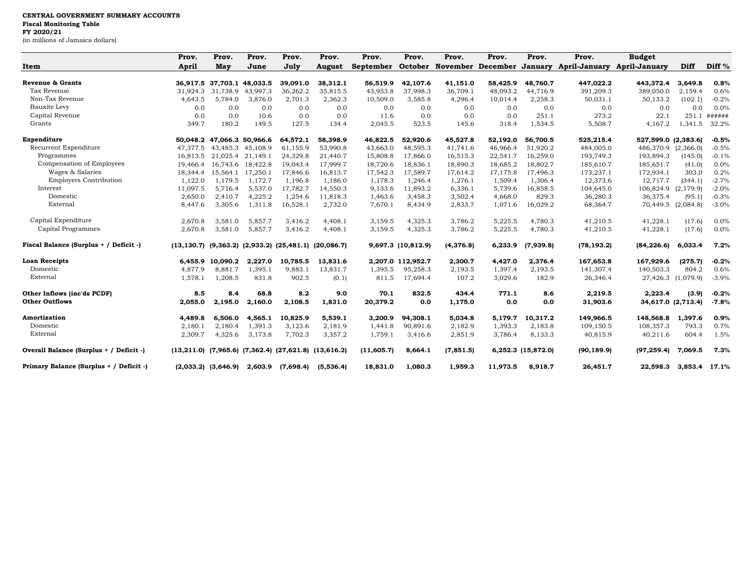**CENTRAL GOVERNMENT SUMMARY ACCOUNTS**
**Fiscal Monitoring Table**
**FY 2020/21**
(in millions of Jamaica dollars)

| Item | Prov. April | Prov. May | Prov. June | Prov. July | Prov. August | Prov. September | Prov. October | Prov. November | Prov. December | Prov. January | Prov. April-January | Budget April-January | Diff | Diff % |
|---|---|---|---|---|---|---|---|---|---|---|---|---|---|---|
| **Revenue & Grants** | **36,917.5** | **37,703.1** | **48,033.5** | **39,091.0** | **38,312.1** | **56,519.9** | **42,107.6** | **41,151.0** | **58,425.9** | **48,760.7** | **447,022.2** | **443,372.4** | **3,649.8** | **0.8%** |
| Tax Revenue | 31,924.3 | 31,738.9 | 43,997.3 | 36,262.2 | 35,815.5 | 43,953.8 | 37,998.3 | 36,709.1 | 48,093.2 | 44,716.9 | 391,209.3 | 389,050.0 | 2,159.4 | 0.6% |
| Non-Tax Revenue | 4,643.5 | 5,784.0 | 3,876.0 | 2,701.3 | 2,362.3 | 10,509.0 | 3,585.8 | 4,296.4 | 10,014.4 | 2,258.3 | 50,031.1 | 50,133.2 | (102.1) | -0.2% |
| Bauxite Levy | 0.0 | 0.0 | 0.0 | 0.0 | 0.0 | 0.0 | 0.0 | 0.0 | 0.0 | 0.0 | 0.0 | 0.0 | 0.0 | 0.0% |
| Capital Revenue | 0.0 | 0.0 | 10.6 | 0.0 | 0.0 | 11.6 | 0.0 | 0.0 | 0.0 | 251.1 | 273.2 | 22.1 | 251.1 | ###### |
| Grants | 349.7 | 180.2 | 149.5 | 127.5 | 134.4 | 2,045.5 | 523.5 | 145.6 | 318.4 | 1,534.5 | 5,508.7 | 4,167.2 | 1,341.5 | 32.2% |
| **Expenditure** | **50,048.2** | **47,066.3** | **50,966.6** | **64,572.1** | **58,398.9** | **46,822.5** | **52,920.6** | **45,527.8** | **52,192.0** | **56,700.5** | **525,215.4** | **527,599.0** | **(2,383.6)** | **-0.5%** |
| Recurrent Expenditure | 47,377.5 | 43,485.3 | 45,108.9 | 61,155.9 | 53,990.8 | 43,663.0 | 48,595.3 | 41,741.6 | 46,966.4 | 51,920.2 | 484,005.0 | 486,370.9 | (2,366.0) | -0.5% |
| Programmes | 16,813.5 | 21,025.4 | 21,149.1 | 24,329.8 | 21,440.7 | 15,808.8 | 17,866.0 | 16,515.3 | 22,541.7 | 16,259.0 | 193,749.3 | 193,894.3 | (145.0) | -0.1% |
| Compensation of Employees | 19,466.4 | 16,743.6 | 18,422.8 | 19,043.4 | 17,999.7 | 18,720.6 | 18,836.1 | 18,890.3 | 18,685.2 | 18,802.7 | 185,610.7 | 185,651.7 | (41.0) | 0.0% |
| Wages & Salaries | 18,344.4 | 15,564.1 | 17,250.1 | 17,846.6 | 16,813.7 | 17,542.3 | 17,589.7 | 17,614.2 | 17,175.8 | 17,496.3 | 173,237.1 | 172,934.1 | 303.0 | 0.2% |
| Employers Contribution | 1,122.0 | 1,179.5 | 1,172.7 | 1,196.8 | 1,186.0 | 1,178.3 | 1,246.4 | 1,276.1 | 1,509.4 | 1,306.4 | 12,373.6 | 12,717.7 | (344.1) | -2.7% |
| Interest | 11,097.5 | 5,716.4 | 5,537.0 | 17,782.7 | 14,550.3 | 9,133.6 | 11,893.2 | 6,336.1 | 5,739.6 | 16,858.5 | 104,645.0 | 106,824.9 | (2,179.9) | -2.0% |
| Domestic | 2,650.0 | 2,410.7 | 4,225.2 | 1,254.6 | 11,818.3 | 1,463.6 | 3,458.3 | 3,502.4 | 4,668.0 | 829.3 | 36,280.3 | 36,375.4 | (95.1) | -0.3% |
| External | 8,447.6 | 3,305.6 | 1,311.8 | 16,528.1 | 2,732.0 | 7,670.1 | 8,434.9 | 2,833.7 | 1,071.6 | 16,029.2 | 68,364.7 | 70,449.5 | (2,084.8) | -3.0% |
| Capital Expenditure | 2,670.8 | 3,581.0 | 5,857.7 | 3,416.2 | 4,408.1 | 3,159.5 | 4,325.3 | 3,786.2 | 5,225.5 | 4,780.3 | 41,210.5 | 41,228.1 | (17.6) | 0.0% |
| Capital Programmes | 2,670.8 | 3,581.0 | 5,857.7 | 3,416.2 | 4,408.1 | 3,159.5 | 4,325.3 | 3,786.2 | 5,225.5 | 4,780.3 | 41,210.5 | 41,228.1 | (17.6) | 0.0% |
| **Fiscal Balance (Surplus + / Deficit -)** | **(13,130.7)** | **(9,363.2)** | **(2,933.2)** | **(25,481.1)** | **(20,086.7)** | **9,697.3** | **(10,812.9)** | **(4,376.8)** | **6,233.9** | **(7,939.8)** | **(78,193.2)** | **(84,226.6)** | **6,033.4** | **7.2%** |
| **Loan Receipts** | **6,455.9** | **10,090.2** | **2,227.0** | **10,785.5** | **13,831.6** | **2,207.0** | **112,952.7** | **2,300.7** | **4,427.0** | **2,376.4** | **167,653.8** | **167,929.6** | **(275.7)** | **-0.2%** |
| Domestic | 4,877.9 | 8,881.7 | 1,395.1 | 9,883.1 | 13,831.7 | 1,395.5 | 95,258.3 | 2,193.5 | 1,397.4 | 2,193.5 | 141,307.4 | 140,503.3 | 804.2 | 0.6% |
| External | 1,578.1 | 1,208.5 | 831.8 | 902.5 | (0.1) | 811.5 | 17,694.4 | 107.2 | 3,029.6 | 182.9 | 26,346.4 | 27,426.3 | (1,079.9) | -3.9% |
| **Other Inflows (inc'ds PCDF)** | **8.5** | **8.4** | **68.8** | **8.2** | **9.0** | **70.1** | **832.5** | **434.4** | **771.1** | **8.6** | **2,219.5** | **2,223.4** | **(3.9)** | **-0.2%** |
| **Other Outflows** | **2,055.0** | **2,195.0** | **2,160.0** | **2,108.5** | **1,831.0** | **20,379.2** | **0.0** | **1,175.0** | **0.0** | **0.0** | **31,903.6** | **34,617.0** | **(2,713.4)** | **-7.8%** |
| **Amortization** | **4,489.8** | **6,506.0** | **4,565.1** | **10,825.9** | **5,539.1** | **3,200.9** | **94,308.1** | **5,034.8** | **5,179.7** | **10,317.2** | **149,966.5** | **148,568.8** | **1,397.6** | **0.9%** |
| Domestic | 2,180.1 | 2,180.4 | 1,391.3 | 3,123.6 | 2,181.9 | 1,441.8 | 90,891.6 | 2,182.9 | 1,393.3 | 2,183.8 | 109,150.5 | 108,357.3 | 793.3 | 0.7% |
| External | 2,309.7 | 4,325.6 | 3,173.8 | 7,702.3 | 3,357.2 | 1,759.1 | 3,416.6 | 2,851.9 | 3,786.4 | 8,133.3 | 40,815.9 | 40,211.6 | 604.4 | 1.5% |
| **Overall Balance (Surplus + / Deficit -)** | **(13,211.0)** | **(7,965.6)** | **(7,362.4)** | **(27,621.8)** | **(13,616.2)** | **(11,605.7)** | **8,664.1** | **(7,851.5)** | **6,252.3** | **(15,872.0)** | **(90,189.9)** | **(97,259.4)** | **7,069.5** | **7.3%** |
| **Primary Balance (Surplus + / Deficit -)** | **(2,033.2)** | **(3,646.9)** | **2,603.9** | **(7,698.4)** | **(5,536.4)** | **18,831.0** | **1,080.3** | **1,959.3** | **11,973.5** | **8,918.7** | **26,451.7** | **22,598.3** | **3,853.4** | **17.1%** |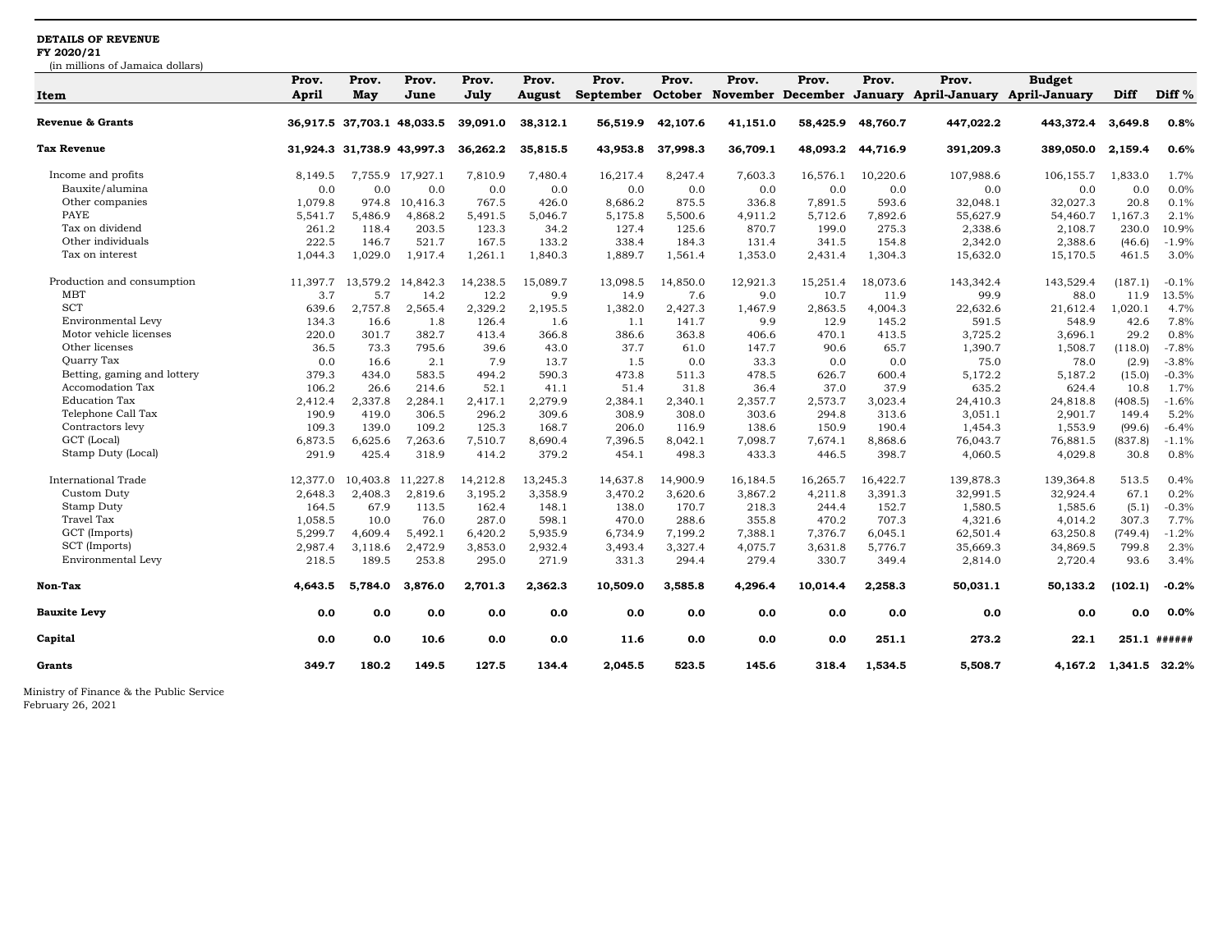**DETAILS OF REVENUE**
**FY 2020/21**
(in millions of Jamaica dollars)

| Item | Prov. April | Prov. May | Prov. June | Prov. July | Prov. August | Prov. September | Prov. October | Prov. November | Prov. December | Prov. January | Prov. April-January | Budget April-January | Diff | Diff % |
|---|---|---|---|---|---|---|---|---|---|---|---|---|---|---|
| **Revenue & Grants** | **36,917.5** | **37,703.1** | **48,033.5** | **39,091.0** | **38,312.1** | **56,519.9** | **42,107.6** | **41,151.0** | **58,425.9** | **48,760.7** | **447,022.2** | **443,372.4** | **3,649.8** | **0.8%** |
| **Tax Revenue** | **31,924.3** | **31,738.9** | **43,997.3** | **36,262.2** | **35,815.5** | **43,953.8** | **37,998.3** | **36,709.1** | **48,093.2** | **44,716.9** | **391,209.3** | **389,050.0** | **2,159.4** | **0.6%** |
| Income and profits | 8,149.5 | 7,755.9 | 17,927.1 | 7,810.9 | 7,480.4 | 16,217.4 | 8,247.4 | 7,603.3 | 16,576.1 | 10,220.6 | 107,988.6 | 106,155.7 | 1,833.0 | 1.7% |
| Bauxite/alumina | 0.0 | 0.0 | 0.0 | 0.0 | 0.0 | 0.0 | 0.0 | 0.0 | 0.0 | 0.0 | 0.0 | 0.0 | 0.0 | 0.0% |
| Other companies | 1,079.8 | 974.8 | 10,416.3 | 767.5 | 426.0 | 8,686.2 | 875.5 | 336.8 | 7,891.5 | 593.6 | 32,048.1 | 32,027.3 | 20.8 | 0.1% |
| PAYE | 5,541.7 | 5,486.9 | 4,868.2 | 5,491.5 | 5,046.7 | 5,175.8 | 5,500.6 | 4,911.2 | 5,712.6 | 7,892.6 | 55,627.9 | 54,460.7 | 1,167.3 | 2.1% |
| Tax on dividend | 261.2 | 118.4 | 203.5 | 123.3 | 34.2 | 127.4 | 125.6 | 870.7 | 199.0 | 275.3 | 2,338.6 | 2,108.7 | 230.0 | 10.9% |
| Other individuals | 222.5 | 146.7 | 521.7 | 167.5 | 133.2 | 338.4 | 184.3 | 131.4 | 341.5 | 154.8 | 2,342.0 | 2,388.6 | (46.6) | -1.9% |
| Tax on interest | 1,044.3 | 1,029.0 | 1,917.4 | 1,261.1 | 1,840.3 | 1,889.7 | 1,561.4 | 1,353.0 | 2,431.4 | 1,304.3 | 15,632.0 | 15,170.5 | 461.5 | 3.0% |
| Production and consumption | 11,397.7 | 13,579.2 | 14,842.3 | 14,238.5 | 15,089.7 | 13,098.5 | 14,850.0 | 12,921.3 | 15,251.4 | 18,073.6 | 143,342.4 | 143,529.4 | (187.1) | -0.1% |
| MBT | 3.7 | 5.7 | 14.2 | 12.2 | 9.9 | 14.9 | 7.6 | 9.0 | 10.7 | 11.9 | 99.9 | 88.0 | 11.9 | 13.5% |
| SCT | 639.6 | 2,757.8 | 2,565.4 | 2,329.2 | 2,195.5 | 1,382.0 | 2,427.3 | 1,467.9 | 2,863.5 | 4,004.3 | 22,632.6 | 21,612.4 | 1,020.1 | 4.7% |
| Environmental Levy | 134.3 | 16.6 | 1.8 | 126.4 | 1.6 | 1.1 | 141.7 | 9.9 | 12.9 | 145.2 | 591.5 | 548.9 | 42.6 | 7.8% |
| Motor vehicle licenses | 220.0 | 301.7 | 382.7 | 413.4 | 366.8 | 386.6 | 363.8 | 406.6 | 470.1 | 413.5 | 3,725.2 | 3,696.1 | 29.2 | 0.8% |
| Other licenses | 36.5 | 73.3 | 795.6 | 39.6 | 43.0 | 37.7 | 61.0 | 147.7 | 90.6 | 65.7 | 1,390.7 | 1,508.7 | (118.0) | -7.8% |
| Quarry Tax | 0.0 | 16.6 | 2.1 | 7.9 | 13.7 | 1.5 | 0.0 | 33.3 | 0.0 | 0.0 | 75.0 | 78.0 | (2.9) | -3.8% |
| Betting, gaming and lottery | 379.3 | 434.0 | 583.5 | 494.2 | 590.3 | 473.8 | 511.3 | 478.5 | 626.7 | 600.4 | 5,172.2 | 5,187.2 | (15.0) | -0.3% |
| Accomodation Tax | 106.2 | 26.6 | 214.6 | 52.1 | 41.1 | 51.4 | 31.8 | 36.4 | 37.0 | 37.9 | 635.2 | 624.4 | 10.8 | 1.7% |
| Education Tax | 2,412.4 | 2,337.8 | 2,284.1 | 2,417.1 | 2,279.9 | 2,384.1 | 2,340.1 | 2,357.7 | 2,573.7 | 3,023.4 | 24,410.3 | 24,818.8 | (408.5) | -1.6% |
| Telephone Call Tax | 190.9 | 419.0 | 306.5 | 296.2 | 309.6 | 308.9 | 308.0 | 303.6 | 294.8 | 313.6 | 3,051.1 | 2,901.7 | 149.4 | 5.2% |
| Contractors levy | 109.3 | 139.0 | 109.2 | 125.3 | 168.7 | 206.0 | 116.9 | 138.6 | 150.9 | 190.4 | 1,454.3 | 1,553.9 | (99.6) | -6.4% |
| GCT (Local) | 6,873.5 | 6,625.6 | 7,263.6 | 7,510.7 | 8,690.4 | 7,396.5 | 8,042.1 | 7,098.7 | 7,674.1 | 8,868.6 | 76,043.7 | 76,881.5 | (837.8) | -1.1% |
| Stamp Duty (Local) | 291.9 | 425.4 | 318.9 | 414.2 | 379.2 | 454.1 | 498.3 | 433.3 | 446.5 | 398.7 | 4,060.5 | 4,029.8 | 30.8 | 0.8% |
| International Trade | 12,377.0 | 10,403.8 | 11,227.8 | 14,212.8 | 13,245.3 | 14,637.8 | 14,900.9 | 16,184.5 | 16,265.7 | 16,422.7 | 139,878.3 | 139,364.8 | 513.5 | 0.4% |
| Custom Duty | 2,648.3 | 2,408.3 | 2,819.6 | 3,195.2 | 3,358.9 | 3,470.2 | 3,620.6 | 3,867.2 | 4,211.8 | 3,391.3 | 32,991.5 | 32,924.4 | 67.1 | 0.2% |
| Stamp Duty | 164.5 | 67.9 | 113.5 | 162.4 | 148.1 | 138.0 | 170.7 | 218.3 | 244.4 | 152.7 | 1,580.5 | 1,585.6 | (5.1) | -0.3% |
| Travel Tax | 1,058.5 | 10.0 | 76.0 | 287.0 | 598.1 | 470.0 | 288.6 | 355.8 | 470.2 | 707.3 | 4,321.6 | 4,014.2 | 307.3 | 7.7% |
| GCT (Imports) | 5,299.7 | 4,609.4 | 5,492.1 | 6,420.2 | 5,935.9 | 6,734.9 | 7,199.2 | 7,388.1 | 7,376.7 | 6,045.1 | 62,501.4 | 63,250.8 | (749.4) | -1.2% |
| SCT (Imports) | 2,987.4 | 3,118.6 | 2,472.9 | 3,853.0 | 2,932.4 | 3,493.4 | 3,327.4 | 4,075.7 | 3,631.8 | 5,776.7 | 35,669.3 | 34,869.5 | 799.8 | 2.3% |
| Environmental Levy | 218.5 | 189.5 | 253.8 | 295.0 | 271.9 | 331.3 | 294.4 | 279.4 | 330.7 | 349.4 | 2,814.0 | 2,720.4 | 93.6 | 3.4% |
| **Non-Tax** | **4,643.5** | **5,784.0** | **3,876.0** | **2,701.3** | **2,362.3** | **10,509.0** | **3,585.8** | **4,296.4** | **10,014.4** | **2,258.3** | **50,031.1** | **50,133.2** | **(102.1)** | **-0.2%** |
| **Bauxite Levy** | **0.0** | **0.0** | **0.0** | **0.0** | **0.0** | **0.0** | **0.0** | **0.0** | **0.0** | **0.0** | **0.0** | **0.0** | **0.0** | **0.0%** |
| **Capital** | **0.0** | **0.0** | **10.6** | **0.0** | **0.0** | **11.6** | **0.0** | **0.0** | **0.0** | **251.1** | **273.2** | **22.1** | **251.1** | **######** |
| **Grants** | **349.7** | **180.2** | **149.5** | **127.5** | **134.4** | **2,045.5** | **523.5** | **145.6** | **318.4** | **1,534.5** | **5,508.7** | **4,167.2** | **1,341.5** | **32.2%** |

Ministry of Finance & the Public Service
February 26, 2021